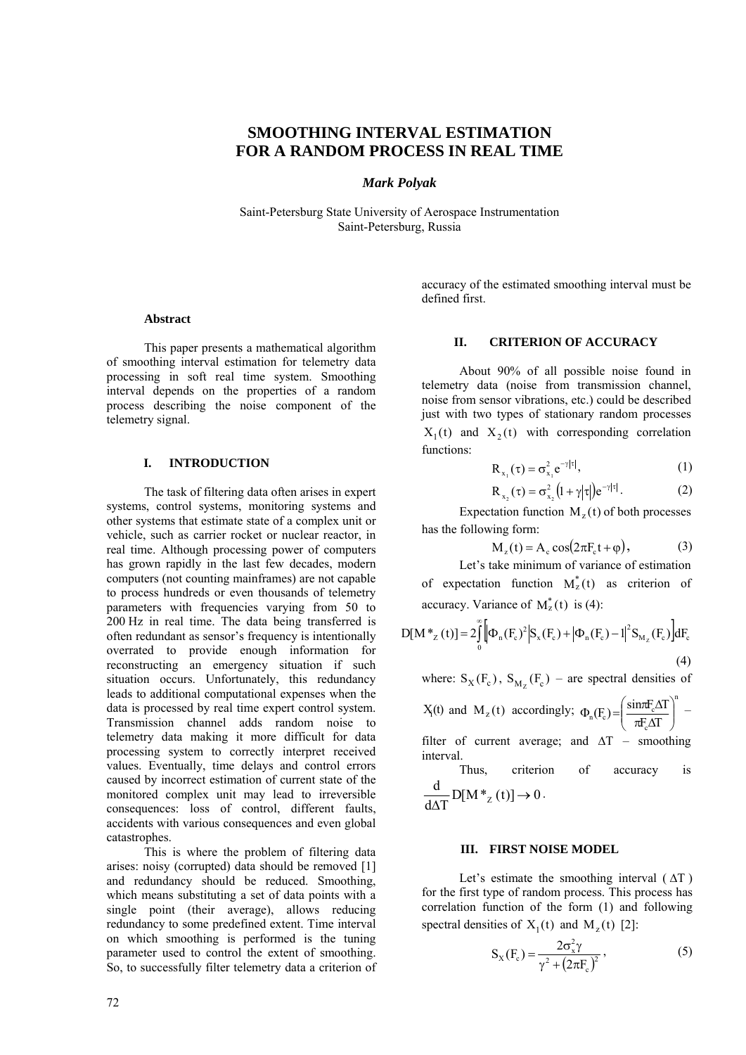# SMOOTHING INTERVAL ESTIMATION FOR A RANDOM PROCESS IN REAL TIME

***Mark Polyak***

Saint-Petersburg State University of Aerospace Instrumentation
Saint-Petersburg, Russia

### Abstract

This paper presents a mathematical algorithm of smoothing interval estimation for telemetry data processing in soft real time system. Smoothing interval depends on the properties of a random process describing the noise component of the telemetry signal.

## I. INTRODUCTION

The task of filtering data often arises in expert systems, control systems, monitoring systems and other systems that estimate state of a complex unit or vehicle, such as carrier rocket or nuclear reactor, in real time. Although processing power of computers has grown rapidly in the last few decades, modern computers (not counting mainframes) are not capable to process hundreds or even thousands of telemetry parameters with frequencies varying from 50 to 200 Hz in real time. The data being transferred is often redundant as sensor's frequency is intentionally overrated to provide enough information for reconstructing an emergency situation if such situation occurs. Unfortunately, this redundancy leads to additional computational expenses when the data is processed by real time expert control system. Transmission channel adds random noise to telemetry data making it more difficult for data processing system to correctly interpret received values. Eventually, time delays and control errors caused by incorrect estimation of current state of the monitored complex unit may lead to irreversible consequences: loss of control, different faults, accidents with various consequences and even global catastrophes.

This is where the problem of filtering data arises: noisy (corrupted) data should be removed [1] and redundancy should be reduced. Smoothing, which means substituting a set of data points with a single point (their average), allows reducing redundancy to some predefined extent. Time interval on which smoothing is performed is the tuning parameter used to control the extent of smoothing. So, to successfully filter telemetry data a criterion of accuracy of the estimated smoothing interval must be defined first.

## II. CRITERION OF ACCURACY

About 90% of all possible noise found in telemetry data (noise from transmission channel, noise from sensor vibrations, etc.) could be described just with two types of stationary random processes $X_1(t)$ and $X_2(t)$ with corresponding correlation functions:

$$R_{x_1}(\tau) = \sigma_{x_1}^2 e^{-\gamma|\tau|}, \tag{1}$$

$$R_{x_2}(\tau) = \sigma_{x_2}^2 \left(1 + \gamma|\tau|\right) e^{-\gamma|\tau|}. \tag{2}$$

Expectation function $M_z(t)$ of both processes has the following form:

$$M_z(t) = A_c \cos\left(2\pi F_c t + \varphi\right), \tag{3}$$

Let's take minimum of variance of estimation of expectation function $M_Z^*(t)$ as criterion of accuracy. Variance of $M_Z^*(t)$ is (4):

$$D[M^*_Z(t)] = 2\int_0^\infty \left[\left|\Phi_n(F_c)\right|^2 S_x(F_c) + \left|\Phi_n(F_c) - 1\right|^2 S_{M_Z}(F_c)\right] dF_c \tag{4}$$

where: $S_X(F_c)$, $S_{M_Z}(F_c)$ – are spectral densities of $X_1(t)$ and $M_z(t)$ accordingly; $\Phi_n(F_c) = \left(\dfrac{\sin \pi F_c \Delta T}{\pi F_c \Delta T}\right)^n$ – filter of current average; and $\Delta T$ – smoothing interval.

Thus, criterion of accuracy is $\dfrac{d}{d\Delta T} D[M^*_Z(t)] \to 0$.

## III. FIRST NOISE MODEL

Let's estimate the smoothing interval ($\Delta T$) for the first type of random process. This process has correlation function of the form (1) and following spectral densities of $X_1(t)$ and $M_z(t)$ [2]:

$$S_X(F_c) = \frac{2\sigma_x^2 \gamma}{\gamma^2 + \left(2\pi F_c\right)^2}, \tag{5}$$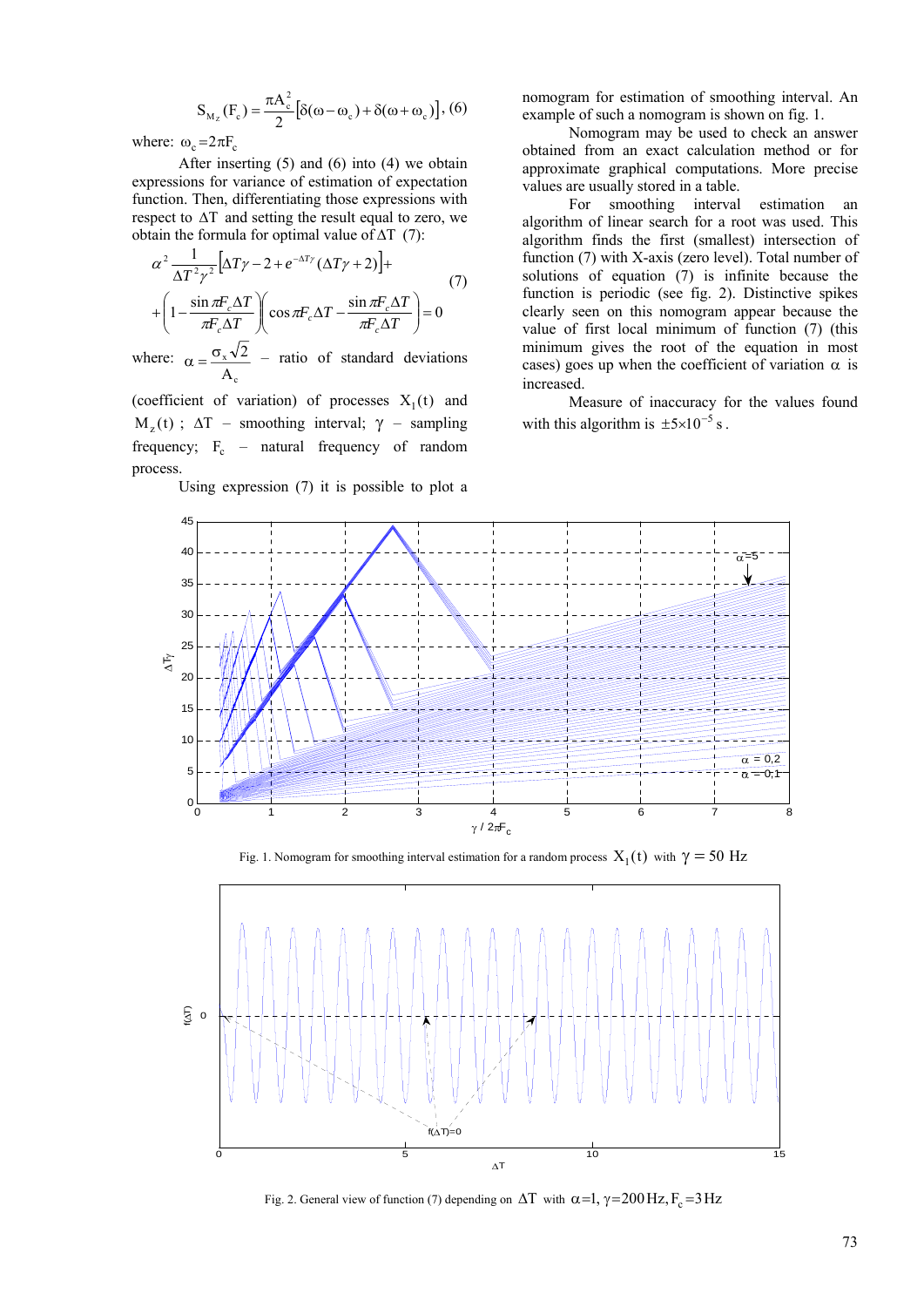$$S_{M_Z}(F_c) = \frac{\pi A_c^2}{2}\left[\delta(\omega-\omega_c)+\delta(\omega+\omega_c)\right], \quad (6)$$

where: $\omega_c = 2\pi F_c$

After inserting (5) and (6) into (4) we obtain expressions for variance of estimation of expectation function. Then, differentiating those expressions with respect to $\Delta T$ and setting the result equal to zero, we obtain the formula for optimal value of $\Delta T$ (7):

$$\alpha^2 \frac{1}{\Delta T^2 \gamma^2}\left[\Delta T\gamma - 2 + e^{-\Delta T\gamma}(\Delta T\gamma + 2)\right] + \left(1 - \frac{\sin \pi F_c \Delta T}{\pi F_c \Delta T}\right)\left(\cos \pi F_c \Delta T - \frac{\sin \pi F_c \Delta T}{\pi F_c \Delta T}\right) = 0 \quad (7)$$

where: $\alpha = \frac{\sigma_x \sqrt{2}}{A_c}$ – ratio of standard deviations (coefficient of variation) of processes $X_1(t)$ and $M_z(t)$; $\Delta T$ – smoothing interval; $\gamma$ – sampling frequency; $F_c$ – natural frequency of random process.

Using expression (7) it is possible to plot a nomogram for estimation of smoothing interval. An example of such a nomogram is shown on fig. 1.

Nomogram may be used to check an answer obtained from an exact calculation method or for approximate graphical computations. More precise values are usually stored in a table.

For smoothing interval estimation an algorithm of linear search for a root was used. This algorithm finds the first (smallest) intersection of function (7) with X-axis (zero level). Total number of solutions of equation (7) is infinite because the function is periodic (see fig. 2). Distinctive spikes clearly seen on this nomogram appear because the value of first local minimum of function (7) (this minimum gives the root of the equation in most cases) goes up when the coefficient of variation $\alpha$ is increased.

Measure of inaccuracy for the values found with this algorithm is $\pm 5\times10^{-5}$ s.

ΔTγ

0
5
10
15
20
25
30
35
40
45

0
1
2
3
4
5
6
7
8

γ / 2πF$_c$

α=5

α = 0,2

α = 0,1

Fig. 1. Nomogram for smoothing interval estimation for a random process $X_1(t)$ with $\gamma = 50$ Hz

f(ΔT)

0

f(ΔT)=0

0
5
10
15

ΔT

Fig. 2. General view of function (7) depending on $\Delta T$ with $\alpha = 1, \gamma = 200\,\text{Hz}, F_c = 3\,\text{Hz}$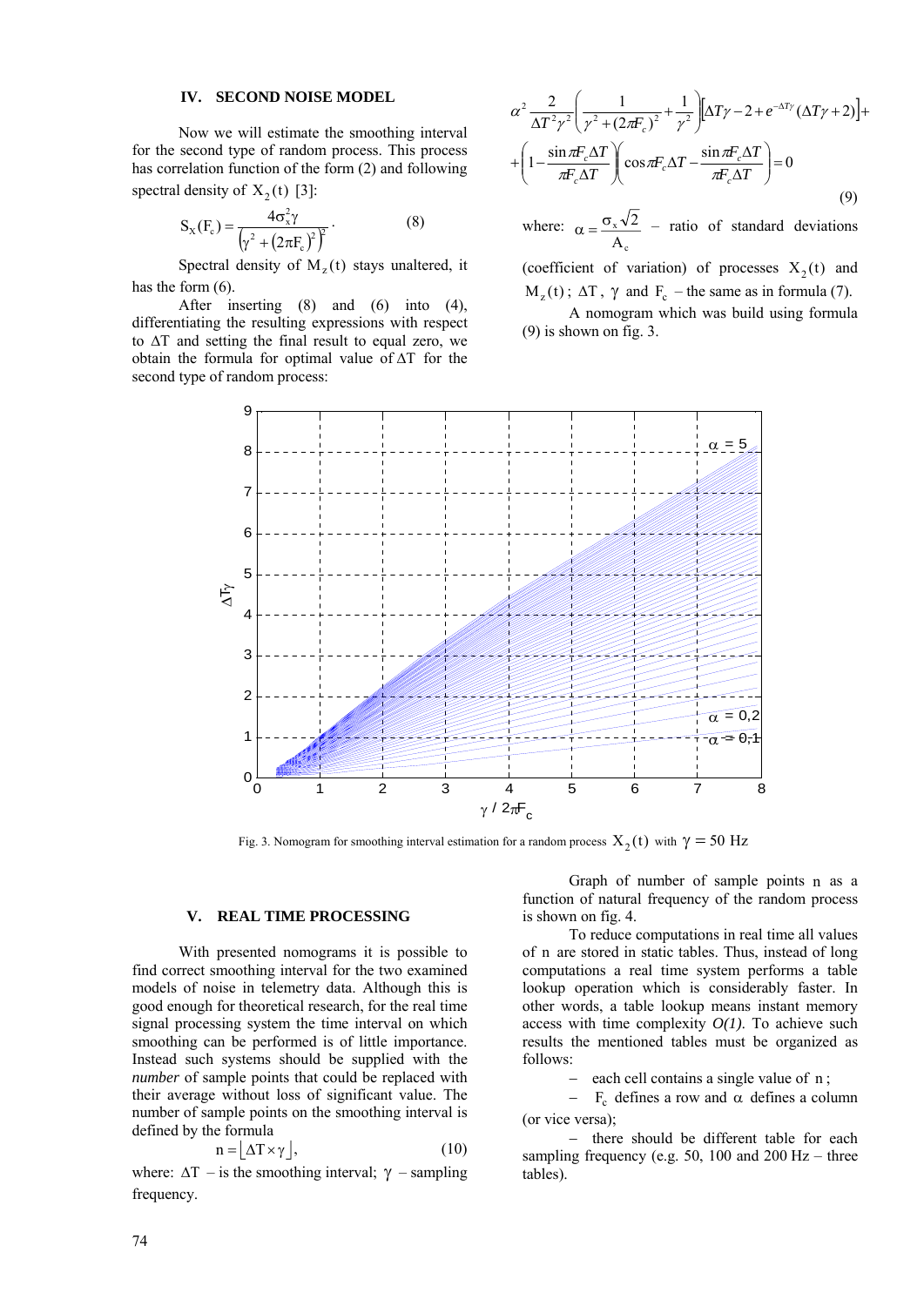## IV. SECOND NOISE MODEL

Now we will estimate the smoothing interval for the second type of random process. This process has correlation function of the form (2) and following spectral density of $X_2(t)$ [3]:

$$S_X(F_c) = \frac{4\sigma_x^2\gamma}{\left(\gamma^2 + (2\pi F_c)^2\right)^2}. \qquad (8)$$

Spectral density of $M_z(t)$ stays unaltered, it has the form (6).

After inserting (8) and (6) into (4), differentiating the resulting expressions with respect to $\Delta T$ and setting the final result to equal zero, we obtain the formula for optimal value of $\Delta T$ for the second type of random process:

$$\alpha^2 \frac{2}{\Delta T^2\gamma^2}\left(\frac{1}{\gamma^2 + (2\pi F_c)^2} + \frac{1}{\gamma^2}\right)\left[\Delta T\gamma - 2 + e^{-\Delta T\gamma}(\Delta T\gamma + 2)\right] + \left(1 - \frac{\sin \pi F_c \Delta T}{\pi F_c \Delta T}\right)\left(\cos \pi F_c \Delta T - \frac{\sin \pi F_c \Delta T}{\pi F_c \Delta T}\right) = 0 \qquad (9)$$

where: $\alpha = \frac{\sigma_x\sqrt{2}}{A_c}$ – ratio of standard deviations (coefficient of variation) of processes $X_2(t)$ and $M_z(t)$; $\Delta T$, $\gamma$ and $F_c$ – the same as in formula (7).

A nomogram which was build using formula (9) is shown on fig. 3.

9
8
7
6
5
4
3
2
1
0
0 1 2 3 4 5 6 7 8
$\Delta T\gamma$
$\gamma / 2\pi F_c$
α = 5
α = 0,2
α = 0,1

Fig. 3. Nomogram for smoothing interval estimation for a random process $X_2(t)$ with $\gamma = 50$ Hz

## V. REAL TIME PROCESSING

With presented nomograms it is possible to find correct smoothing interval for the two examined models of noise in telemetry data. Although this is good enough for theoretical research, for the real time signal processing system the time interval on which smoothing can be performed is of little importance. Instead such systems should be supplied with the *number* of sample points that could be replaced with their average without loss of significant value. The number of sample points on the smoothing interval is defined by the formula

$$n = \lfloor \Delta T \times \gamma \rfloor, \qquad (10)$$

where: $\Delta T$ – is the smoothing interval; $\gamma$ – sampling frequency.

Graph of number of sample points $n$ as a function of natural frequency of the random process is shown on fig. 4.

To reduce computations in real time all values of $n$ are stored in static tables. Thus, instead of long computations a real time system performs a table lookup operation which is considerably faster. In other words, a table lookup means instant memory access with time complexity *O(1)*. To achieve such results the mentioned tables must be organized as follows:

- each cell contains a single value of $n$;
- $F_c$ defines a row and $\alpha$ defines a column (or vice versa);
- there should be different table for each sampling frequency (e.g. 50, 100 and 200 Hz – three tables).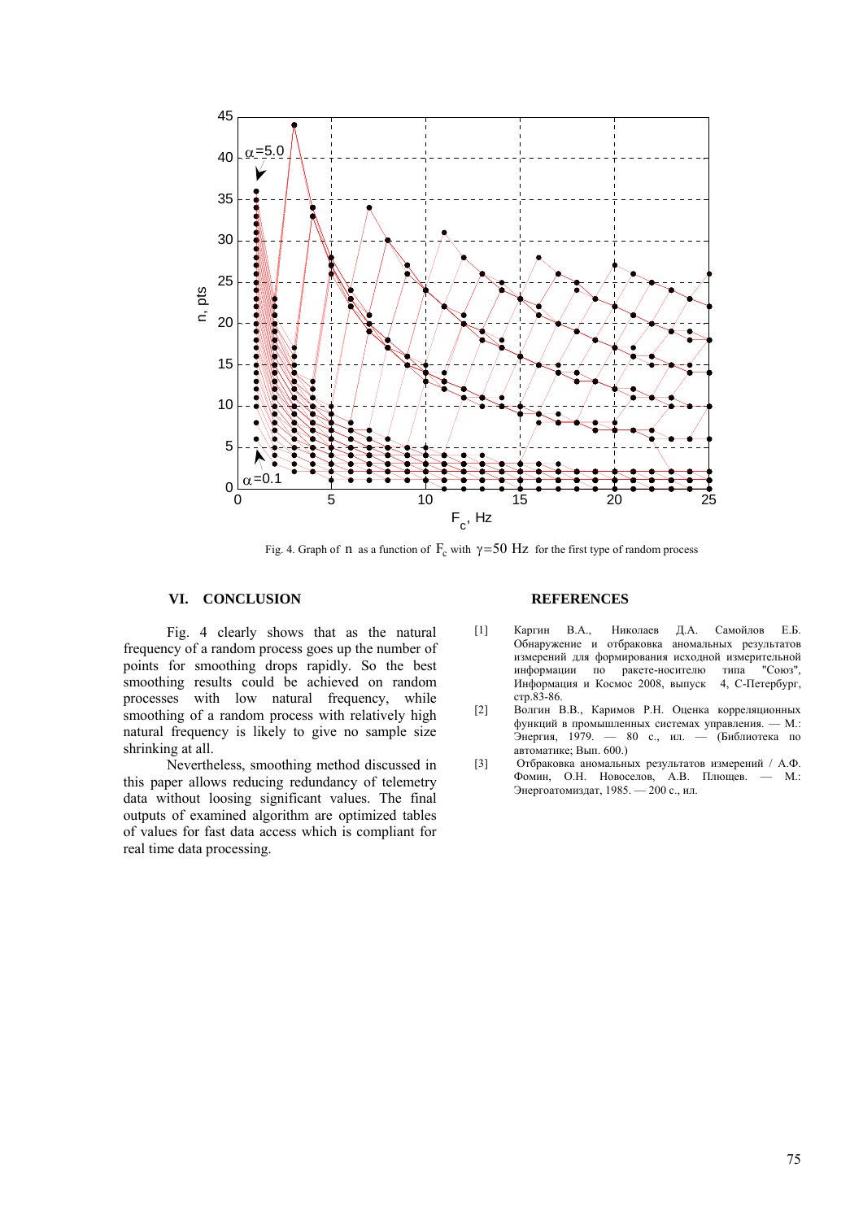45
40
35
30
25
20
15
10
5
0

0 5 10 15 20 25

$\alpha$=5.0

$\alpha$=0.1

n, pts

$F_c$, Hz

Fig. 4. Graph of $n$ as a function of $F_c$ with $\gamma$=50 Hz for the first type of random process

## VI. CONCLUSION

Fig. 4 clearly shows that as the natural frequency of a random process goes up the number of points for smoothing drops rapidly. So the best smoothing results could be achieved on random processes with low natural frequency, while smoothing of a random process with relatively high natural frequency is likely to give no sample size shrinking at all.

Nevertheless, smoothing method discussed in this paper allows reducing redundancy of telemetry data without loosing significant values. The final outputs of examined algorithm are optimized tables of values for fast data access which is compliant for real time data processing.

## REFERENCES

[1] Каргин В.А., Николаев Д.А. Самойлов Е.Б. Обнаружение и отбраковка аномальных результатов измерений для формирования исходной измерительной информации по ракете-носителю типа "Союз", Информация и Космос 2008, выпуск 4, С-Петербург, стр.83-86.

[2] Волгин В.В., Каримов Р.Н. Оценка корреляционных функций в промышленных системах управления. — М.: Энергия, 1979. — 80 с., ил. — (Библиотека по автоматике; Вып. 600.)

[3] Отбраковка аномальных результатов измерений / А.Ф. Фомин, О.Н. Новоселов, А.В. Плющев. — М.: Энергоатомиздат, 1985. — 200 с., ил.